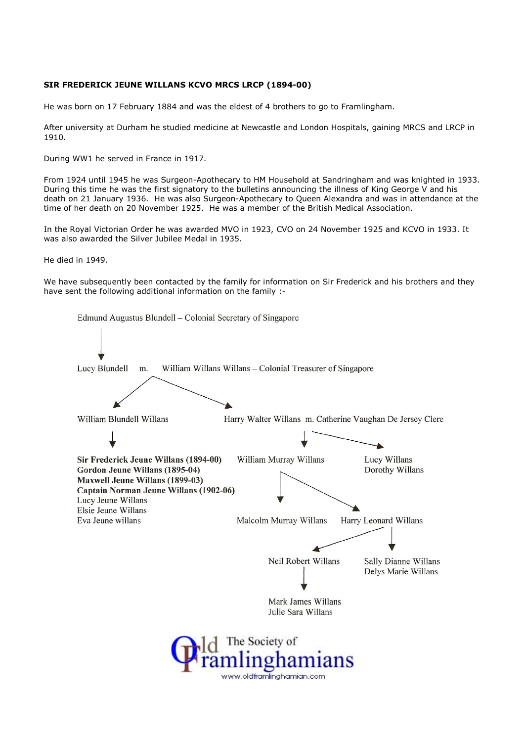**SIR FREDERICK JEUNE WILLANS KCVO MRCS LRCP (1894-00)**

He was born on 17 February 1884 and was the eldest of 4 brothers to go to Framlingham.

After university at Durham he studied medicine at Newcastle and London Hospitals, gaining MRCS and LRCP in 1910.

During WW1 he served in France in 1917.

From 1924 until 1945 he was Surgeon-Apothecary to HM Household at Sandringham and was knighted in 1933. During this time he was the first signatory to the bulletins announcing the illness of King George V and his death on 21 January 1936. He was also Surgeon-Apothecary to Queen Alexandra and was in attendance at the time of her death on 20 November 1925. He was a member of the British Medical Association.

In the Royal Victorian Order he was awarded MVO in 1923, CVO on 24 November 1925 and KCVO in 1933. It was also awarded the Silver Jubilee Medal in 1935.

He died in 1949.

We have subsequently been contacted by the family for information on Sir Frederick and his brothers and they have sent the following additional information on the family :-

Edmund Augustus Blundell – Colonial Secretary of Singapore

↓

Lucy Blundell m. William Willans Willans – Colonial Treasurer of Singapore

- **William Blundell Willans**
  - **Sir Frederick Jeune Willans (1894-00)**
  - **Gordon Jeune Willans (1895-04)**
  - **Maxwell Jeune Willans (1899-03)**
  - **Captain Norman Jeune Willans (1902-06)**
  - Lucy Jeune Willans
  - Elsie Jeune Willans
  - Eva Jeune willans
- **Harry Walter Willans** m. Catherine Vaughan De Jersey Clere
  - William Murray Willans
    - Malcolm Murray Willans
    - Harry Leonard Willans
      - Neil Robert Willans
        - Mark James Willans
        - Julie Sara Willans
      - Sally Dianne Willans
      - Delys Marie Willans
  - Lucy Willans
  - Dorothy Willans

The Society of Old Framlinghamians
www.oldframlinghamian.com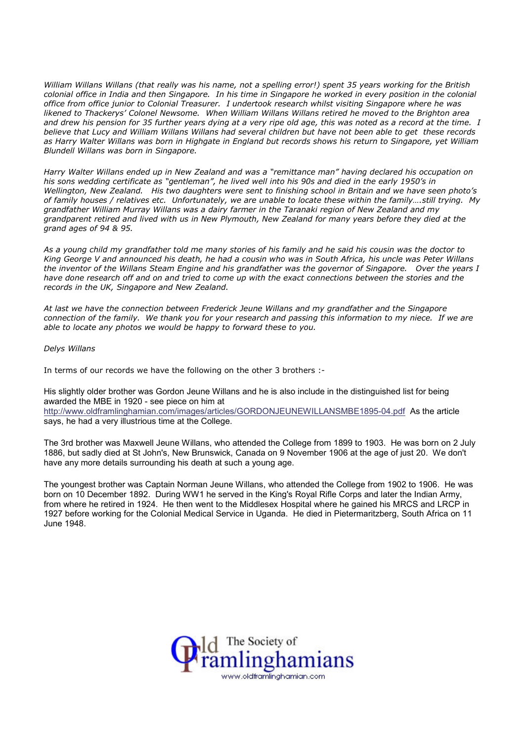*William Willans Willans (that really was his name, not a spelling error!) spent 35 years working for the British colonial office in India and then Singapore. In his time in Singapore he worked in every position in the colonial office from office junior to Colonial Treasurer. I undertook research whilst visiting Singapore where he was likened to Thackerys' Colonel Newsome. When William Willans Willans retired he moved to the Brighton area and drew his pension for 35 further years dying at a very ripe old age, this was noted as a record at the time. I believe that Lucy and William Willans Willans had several children but have not been able to get these records as Harry Walter Willans was born in Highgate in England but records shows his return to Singapore, yet William Blundell Willans was born in Singapore.*

*Harry Walter Willans ended up in New Zealand and was a "remittance man" having declared his occupation on his sons wedding certificate as "gentleman", he lived well into his 90s and died in the early 1950's in Wellington, New Zealand. His two daughters were sent to finishing school in Britain and we have seen photo's of family houses / relatives etc. Unfortunately, we are unable to locate these within the family….still trying. My grandfather William Murray Willans was a dairy farmer in the Taranaki region of New Zealand and my grandparent retired and lived with us in New Plymouth, New Zealand for many years before they died at the grand ages of 94 & 95.*

*As a young child my grandfather told me many stories of his family and he said his cousin was the doctor to King George V and announced his death, he had a cousin who was in South Africa, his uncle was Peter Willans the inventor of the Willans Steam Engine and his grandfather was the governor of Singapore. Over the years I have done research off and on and tried to come up with the exact connections between the stories and the records in the UK, Singapore and New Zealand.*

*At last we have the connection between Frederick Jeune Willans and my grandfather and the Singapore connection of the family. We thank you for your research and passing this information to my niece. If we are able to locate any photos we would be happy to forward these to you.*

*Delys Willans*

In terms of our records we have the following on the other 3 brothers :-

His slightly older brother was Gordon Jeune Willans and he is also include in the distinguished list for being awarded the MBE in 1920 - see piece on him at http://www.oldframlinghamian.com/images/articles/GORDONJEUNEWILLANSMBE1895-04.pdf As the article says, he had a very illustrious time at the College.

The 3rd brother was Maxwell Jeune Willans, who attended the College from 1899 to 1903. He was born on 2 July 1886, but sadly died at St John's, New Brunswick, Canada on 9 November 1906 at the age of just 20. We don't have any more details surrounding his death at such a young age.

The youngest brother was Captain Norman Jeune Willans, who attended the College from 1902 to 1906. He was born on 10 December 1892. During WW1 he served in the King's Royal Rifle Corps and later the Indian Army, from where he retired in 1924. He then went to the Middlesex Hospital where he gained his MRCS and LRCP in 1927 before working for the Colonial Medical Service in Uganda. He died in Pietermaritzberg, South Africa on 11 June 1948.

Old Framlinghamians The Society of
www.oldframlinghamian.com